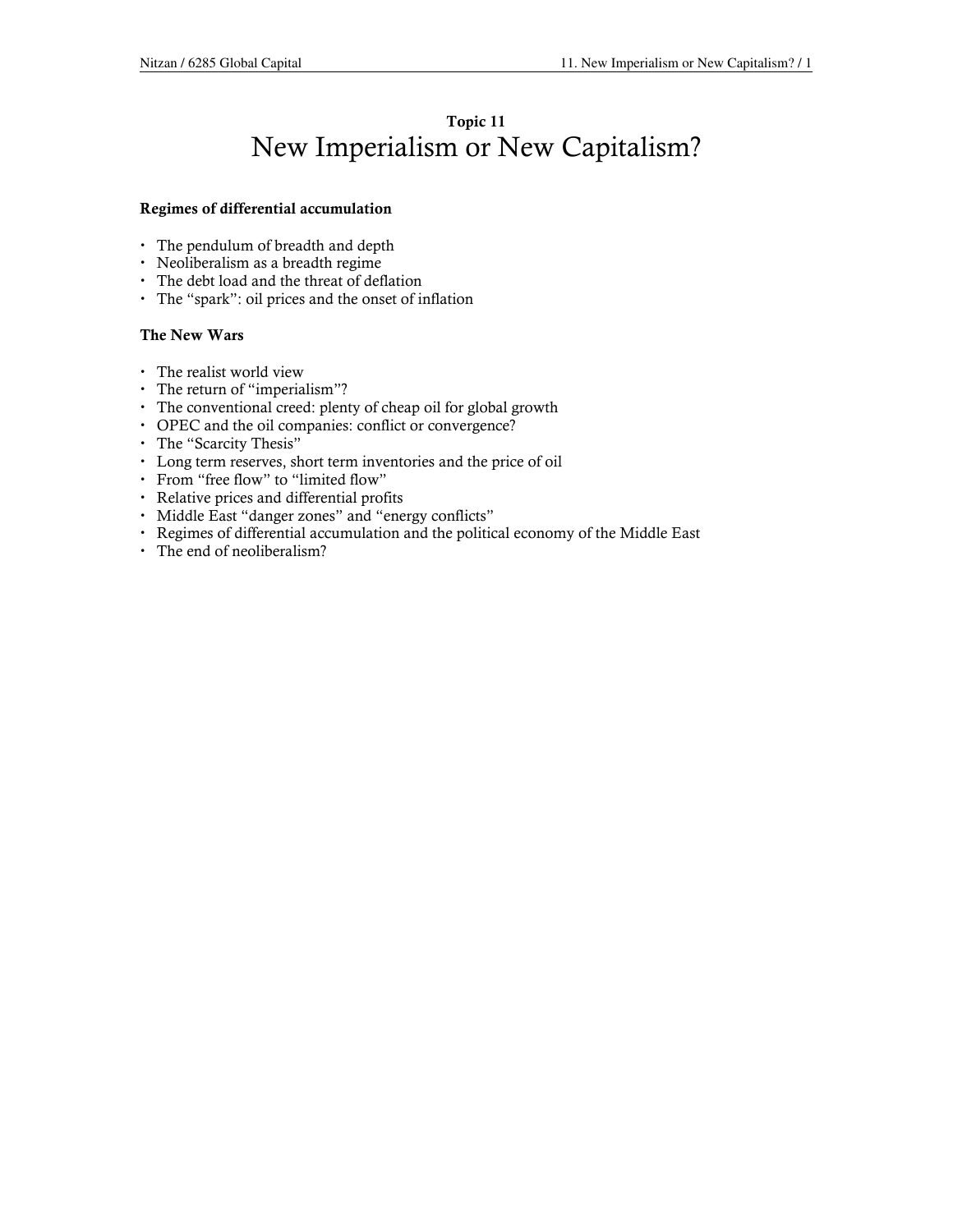Topic 11

# New Imperialism or New Capitalism?

**Regimes of differential accumulation**

- The pendulum of breadth and depth
- Neoliberalism as a breadth regime
- The debt load and the threat of deflation
- The "spark": oil prices and the onset of inflation

**The New Wars**

- The realist world view
- The return of "imperialism"?
- The conventional creed: plenty of cheap oil for global growth
- OPEC and the oil companies: conflict or convergence?
- The "Scarcity Thesis"
- Long term reserves, short term inventories and the price of oil
- From "free flow" to "limited flow"
- Relative prices and differential profits
- Middle East "danger zones" and "energy conflicts"
- Regimes of differential accumulation and the political economy of the Middle East
- The end of neoliberalism?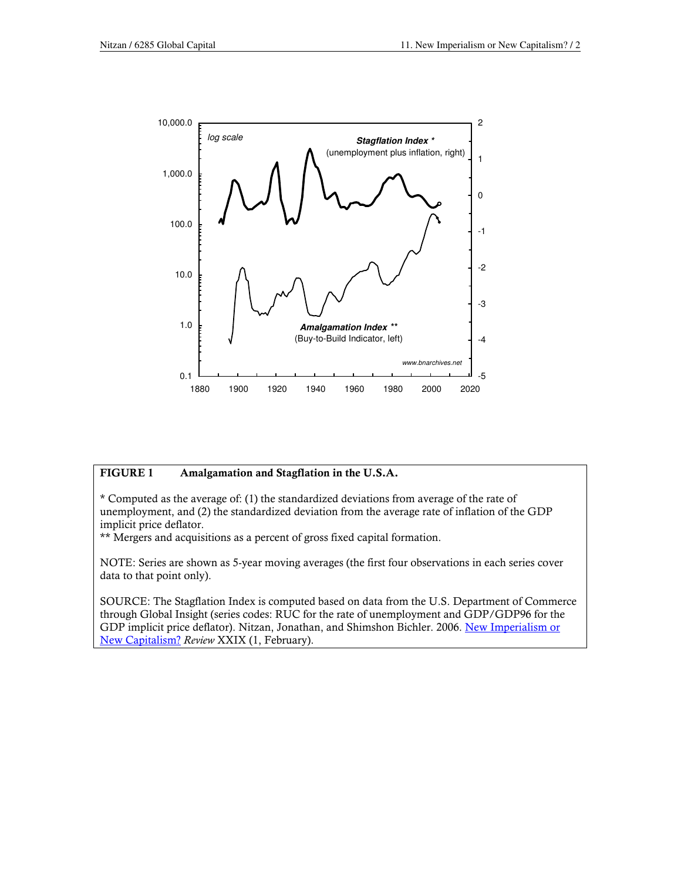**FIGURE 1 Amalgamation and Stagflation in the U.S.A.**

* Computed as the average of: (1) the standardized deviations from average of the rate of unemployment, and (2) the standardized deviation from the average rate of inflation of the GDP implicit price deflator.
** Mergers and acquisitions as a percent of gross fixed capital formation.

NOTE: Series are shown as 5-year moving averages (the first four observations in each series cover data to that point only).

SOURCE: The Stagflation Index is computed based on data from the U.S. Department of Commerce through Global Insight (series codes: RUC for the rate of unemployment and GDP/GDP96 for the GDP implicit price deflator). Nitzan, Jonathan, and Shimshon Bichler. 2006. [New Imperialism or New Capitalism?](#) *Review* XXIX (1, February).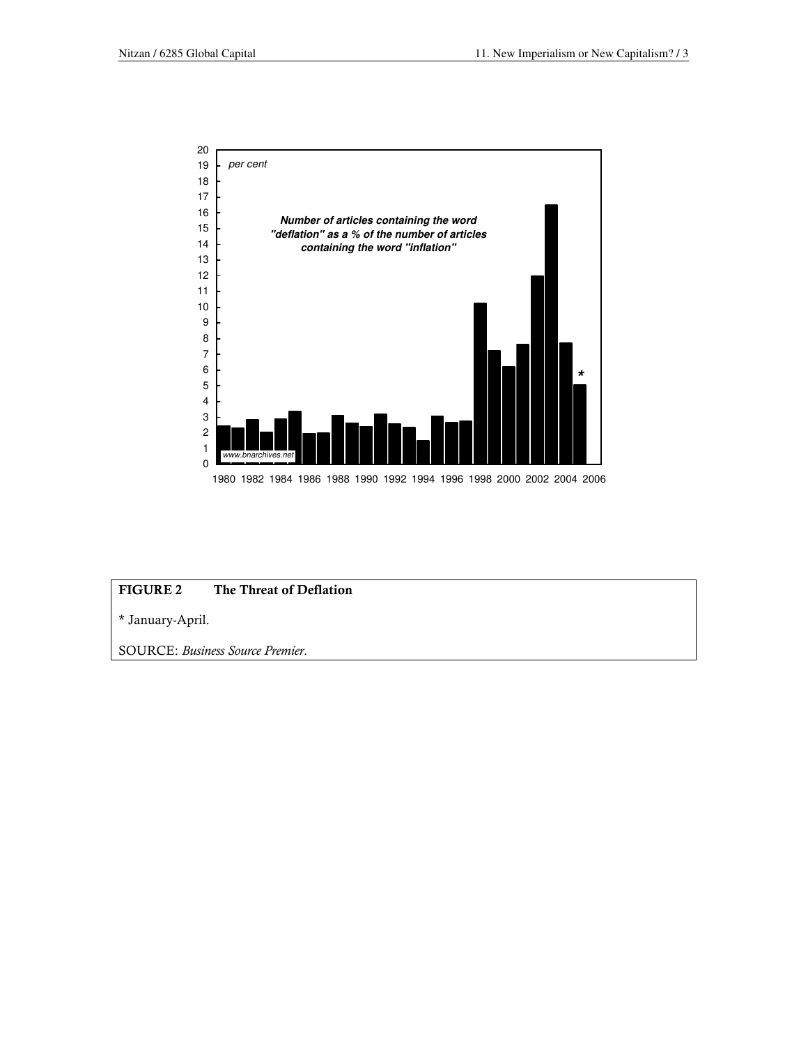**FIGURE 2 The Threat of Deflation**

\* January-April.

SOURCE: *Business Source Premier*.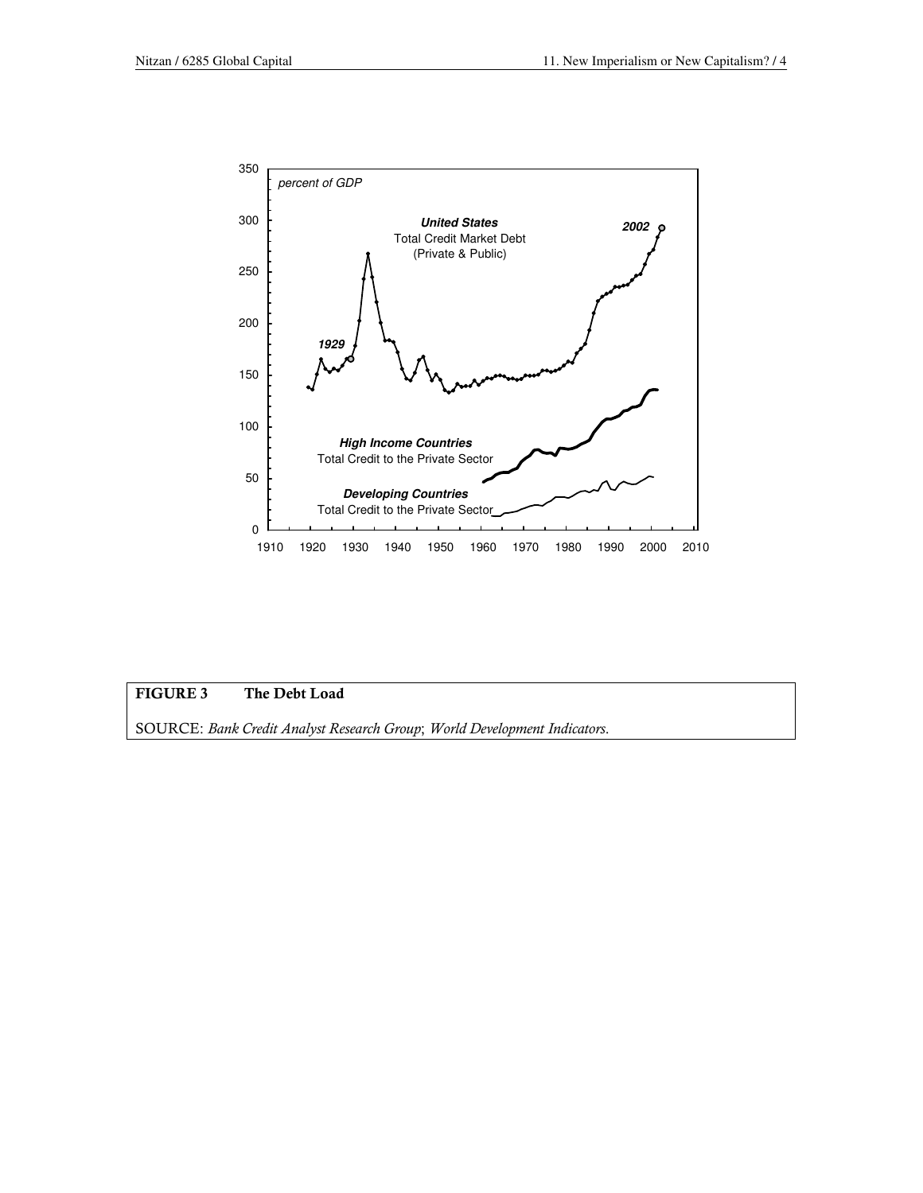**FIGURE 3 The Debt Load**

SOURCE: *Bank Credit Analyst Research Group*; *World Development Indicators*.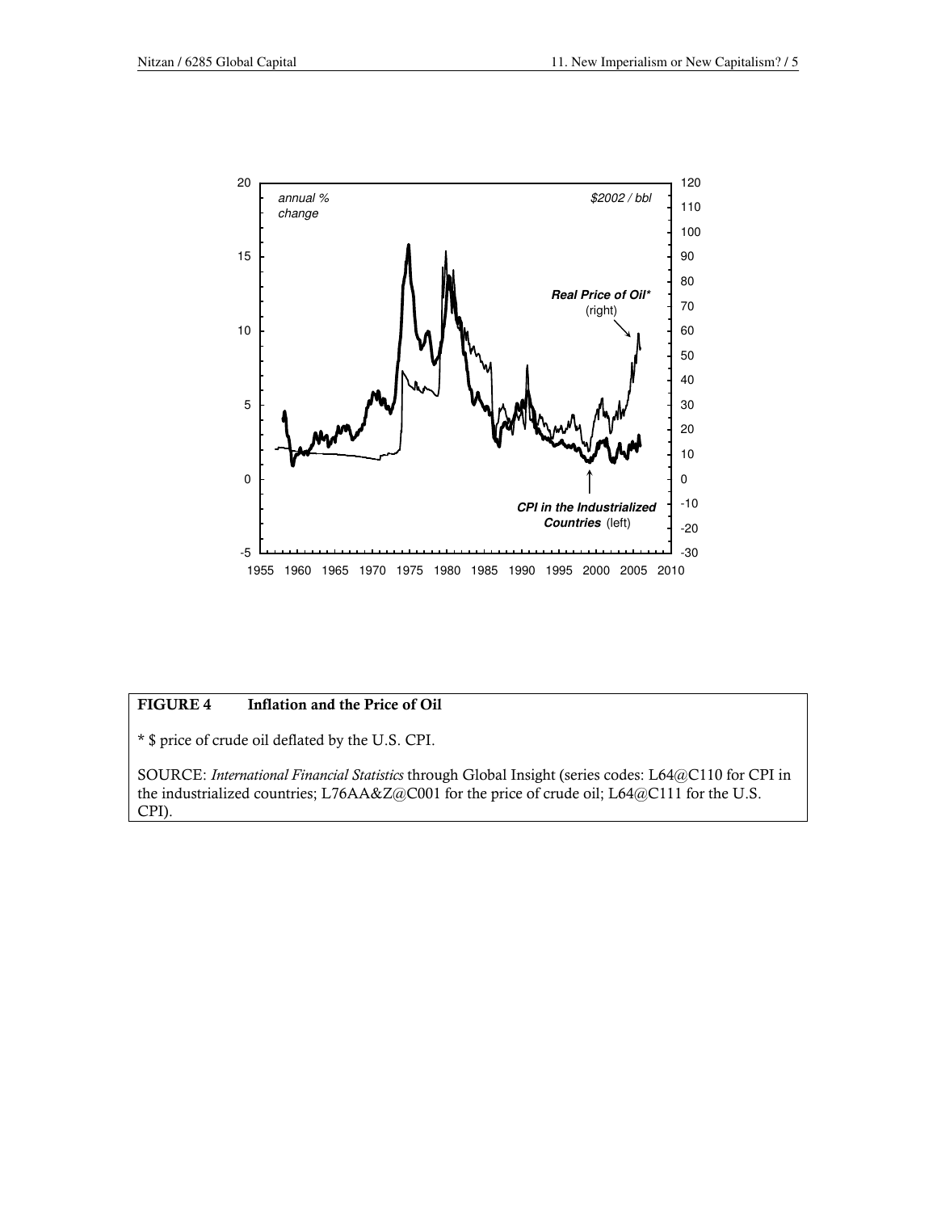**FIGURE 4 Inflation and the Price of Oil**

* $ price of crude oil deflated by the U.S. CPI.

SOURCE: *International Financial Statistics* through Global Insight (series codes: L64@C110 for CPI in the industrialized countries; L76AA&Z@C001 for the price of crude oil; L64@C111 for the U.S. CPI).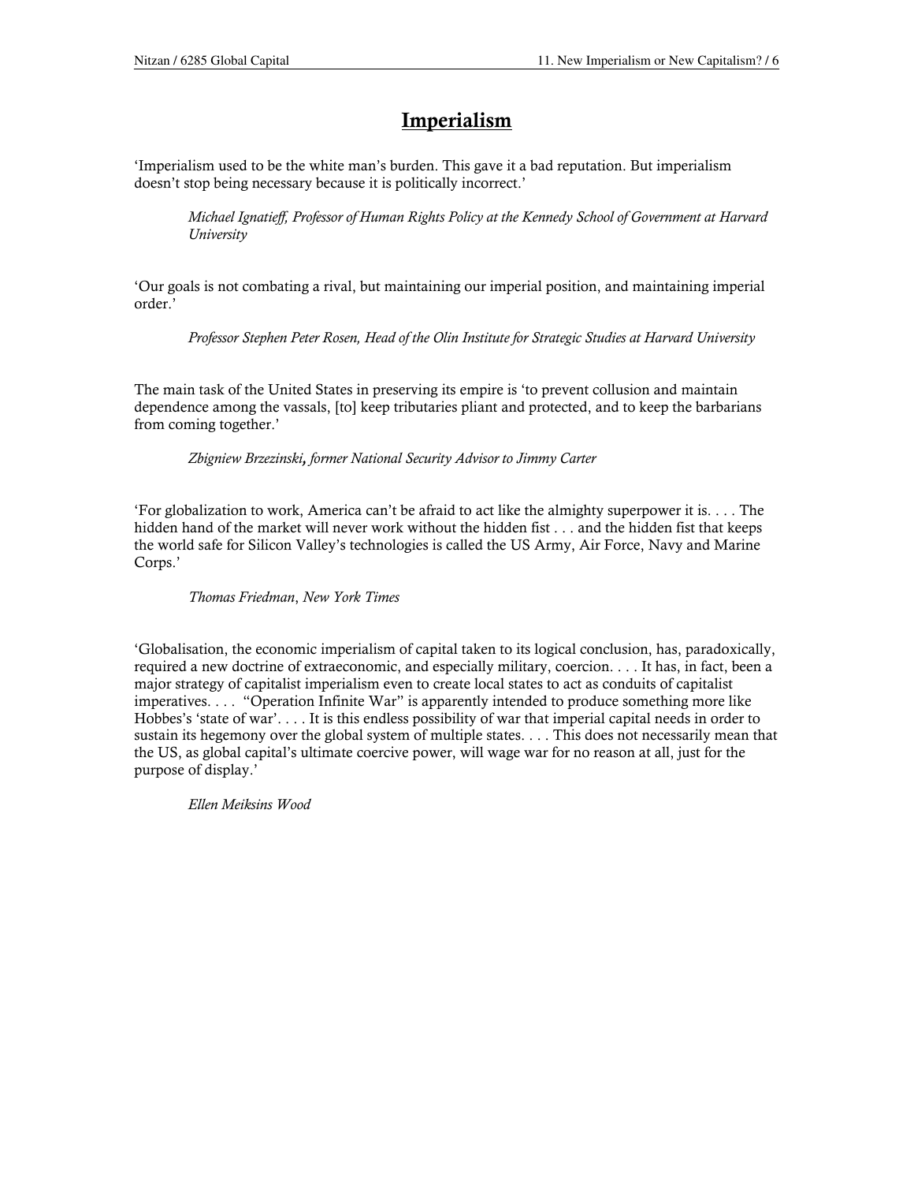# Imperialism

'Imperialism used to be the white man's burden. This gave it a bad reputation. But imperialism doesn't stop being necessary because it is politically incorrect.'

> *Michael Ignatieff, Professor of Human Rights Policy at the Kennedy School of Government at Harvard University*

'Our goals is not combating a rival, but maintaining our imperial position, and maintaining imperial order.'

> *Professor Stephen Peter Rosen, Head of the Olin Institute for Strategic Studies at Harvard University*

The main task of the United States in preserving its empire is 'to prevent collusion and maintain dependence among the vassals, [to] keep tributaries pliant and protected, and to keep the barbarians from coming together.'

> *Zbigniew Brzezinski, former National Security Advisor to Jimmy Carter*

'For globalization to work, America can't be afraid to act like the almighty superpower it is. . . . The hidden hand of the market will never work without the hidden fist . . . and the hidden fist that keeps the world safe for Silicon Valley's technologies is called the US Army, Air Force, Navy and Marine Corps.'

> *Thomas Friedman, New York Times*

'Globalisation, the economic imperialism of capital taken to its logical conclusion, has, paradoxically, required a new doctrine of extraeconomic, and especially military, coercion. . . . It has, in fact, been a major strategy of capitalist imperialism even to create local states to act as conduits of capitalist imperatives. . . . "Operation Infinite War" is apparently intended to produce something more like Hobbes's 'state of war'. . . . It is this endless possibility of war that imperial capital needs in order to sustain its hegemony over the global system of multiple states. . . . This does not necessarily mean that the US, as global capital's ultimate coercive power, will wage war for no reason at all, just for the purpose of display.'

> *Ellen Meiksins Wood*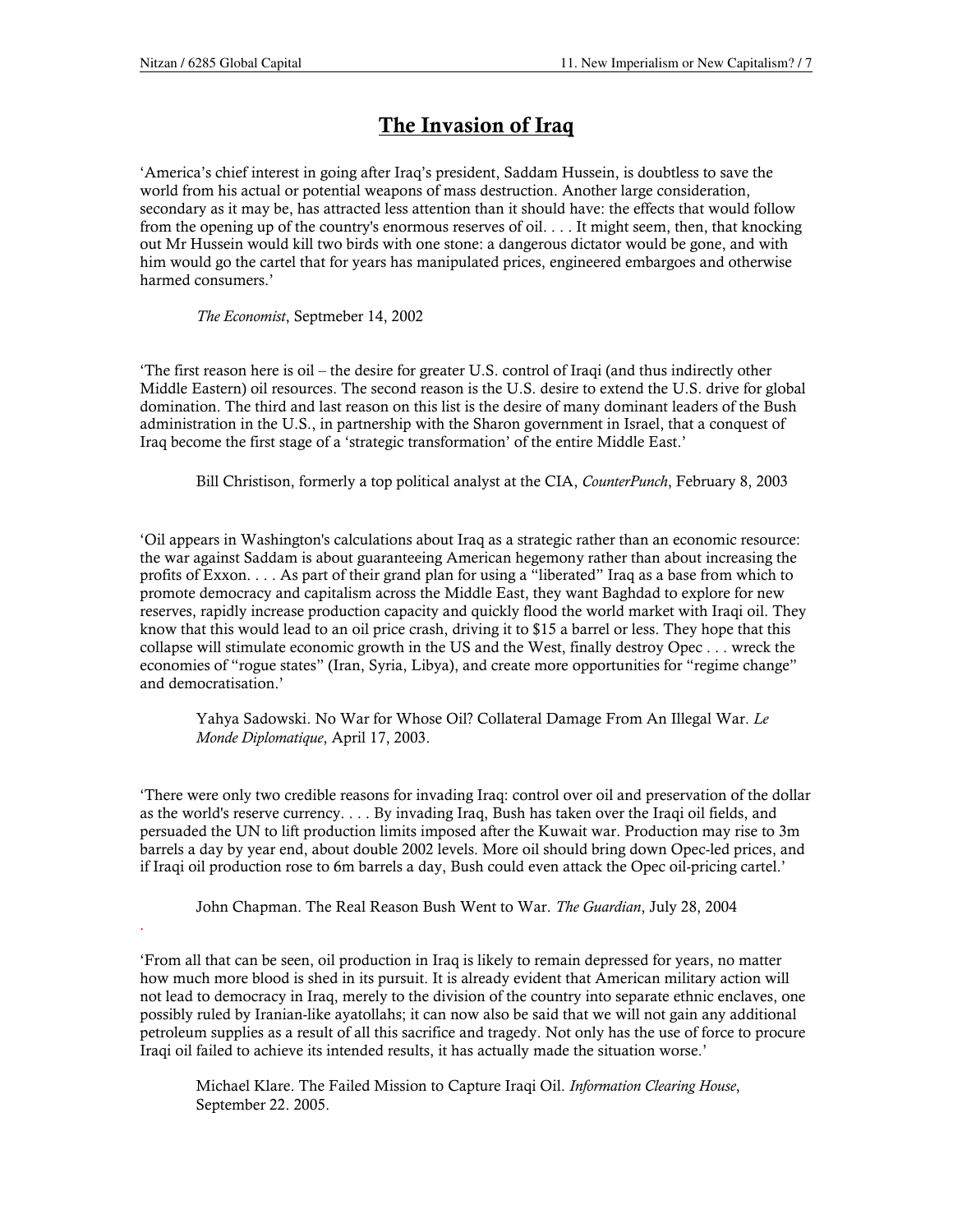# The Invasion of Iraq

'America's chief interest in going after Iraq's president, Saddam Hussein, is doubtless to save the world from his actual or potential weapons of mass destruction. Another large consideration, secondary as it may be, has attracted less attention than it should have: the effects that would follow from the opening up of the country's enormous reserves of oil. . . . It might seem, then, that knocking out Mr Hussein would kill two birds with one stone: a dangerous dictator would be gone, and with him would go the cartel that for years has manipulated prices, engineered embargoes and otherwise harmed consumers.'

> *The Economist*, Septmeber 14, 2002

'The first reason here is oil – the desire for greater U.S. control of Iraqi (and thus indirectly other Middle Eastern) oil resources. The second reason is the U.S. desire to extend the U.S. drive for global domination. The third and last reason on this list is the desire of many dominant leaders of the Bush administration in the U.S., in partnership with the Sharon government in Israel, that a conquest of Iraq become the first stage of a 'strategic transformation' of the entire Middle East.'

> Bill Christison, formerly a top political analyst at the CIA, *CounterPunch*, February 8, 2003

'Oil appears in Washington's calculations about Iraq as a strategic rather than an economic resource: the war against Saddam is about guaranteeing American hegemony rather than about increasing the profits of Exxon. . . . As part of their grand plan for using a "liberated" Iraq as a base from which to promote democracy and capitalism across the Middle East, they want Baghdad to explore for new reserves, rapidly increase production capacity and quickly flood the world market with Iraqi oil. They know that this would lead to an oil price crash, driving it to $15 a barrel or less. They hope that this collapse will stimulate economic growth in the US and the West, finally destroy Opec . . . wreck the economies of "rogue states" (Iran, Syria, Libya), and create more opportunities for "regime change" and democratisation.'

> Yahya Sadowski. No War for Whose Oil? Collateral Damage From An Illegal War. *Le Monde Diplomatique*, April 17, 2003.

'There were only two credible reasons for invading Iraq: control over oil and preservation of the dollar as the world's reserve currency. . . . By invading Iraq, Bush has taken over the Iraqi oil fields, and persuaded the UN to lift production limits imposed after the Kuwait war. Production may rise to 3m barrels a day by year end, about double 2002 levels. More oil should bring down Opec-led prices, and if Iraqi oil production rose to 6m barrels a day, Bush could even attack the Opec oil-pricing cartel.'

> John Chapman. The Real Reason Bush Went to War. *The Guardian*, July 28, 2004

'From all that can be seen, oil production in Iraq is likely to remain depressed for years, no matter how much more blood is shed in its pursuit. It is already evident that American military action will not lead to democracy in Iraq, merely to the division of the country into separate ethnic enclaves, one possibly ruled by Iranian-like ayatollahs; it can now also be said that we will not gain any additional petroleum supplies as a result of all this sacrifice and tragedy. Not only has the use of force to procure Iraqi oil failed to achieve its intended results, it has actually made the situation worse.'

> Michael Klare. The Failed Mission to Capture Iraqi Oil. *Information Clearing House*, September 22. 2005.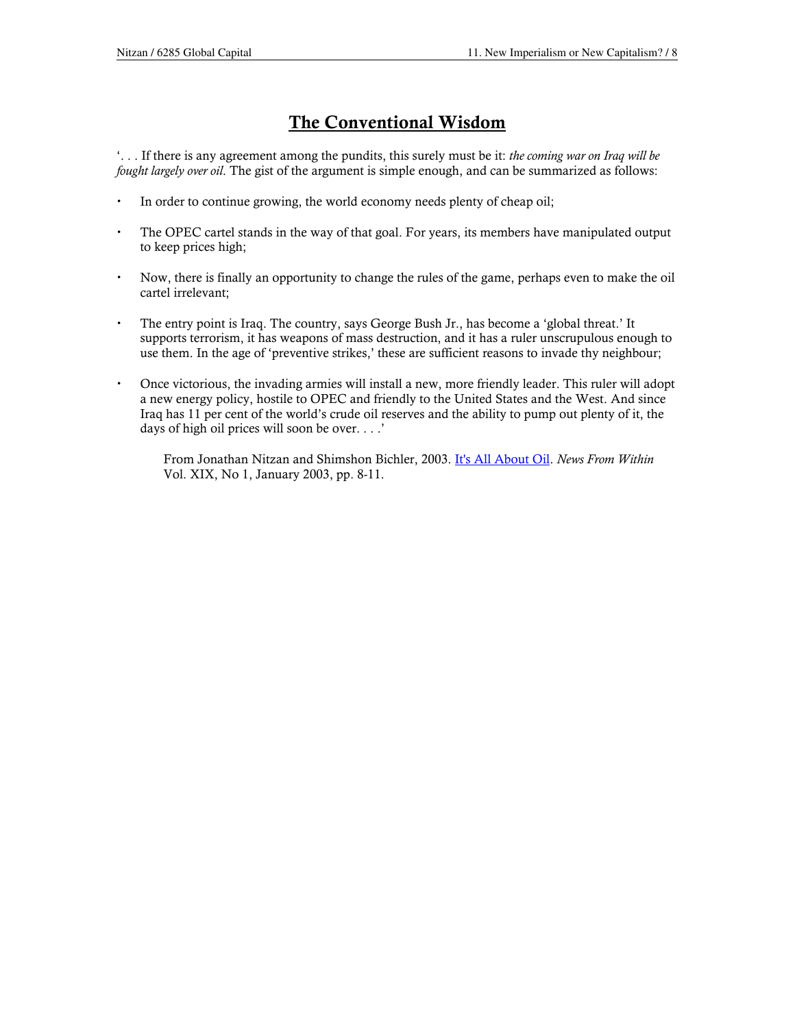# The Conventional Wisdom

'. . . If there is any agreement among the pundits, this surely must be it: *the coming war on Iraq will be fought largely over oil*. The gist of the argument is simple enough, and can be summarized as follows:

- In order to continue growing, the world economy needs plenty of cheap oil;
- The OPEC cartel stands in the way of that goal. For years, its members have manipulated output to keep prices high;
- Now, there is finally an opportunity to change the rules of the game, perhaps even to make the oil cartel irrelevant;
- The entry point is Iraq. The country, says George Bush Jr., has become a 'global threat.' It supports terrorism, it has weapons of mass destruction, and it has a ruler unscrupulous enough to use them. In the age of 'preventive strikes,' these are sufficient reasons to invade thy neighbour;
- Once victorious, the invading armies will install a new, more friendly leader. This ruler will adopt a new energy policy, hostile to OPEC and friendly to the United States and the West. And since Iraq has 11 per cent of the world's crude oil reserves and the ability to pump out plenty of it, the days of high oil prices will soon be over. . . .'

> From Jonathan Nitzan and Shimshon Bichler, 2003. It's All About Oil. *News From Within* Vol. XIX, No 1, January 2003, pp. 8-11.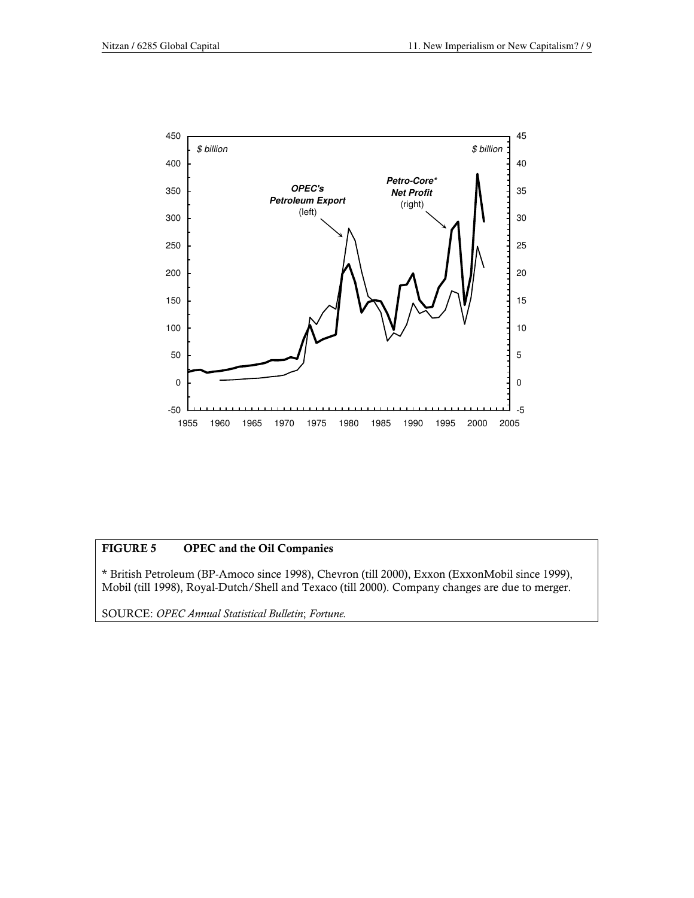**FIGURE 5 OPEC and the Oil Companies**

\* British Petroleum (BP-Amoco since 1998), Chevron (till 2000), Exxon (ExxonMobil since 1999), Mobil (till 1998), Royal-Dutch/Shell and Texaco (till 2000). Company changes are due to merger.

SOURCE: *OPEC Annual Statistical Bulletin*; *Fortune.*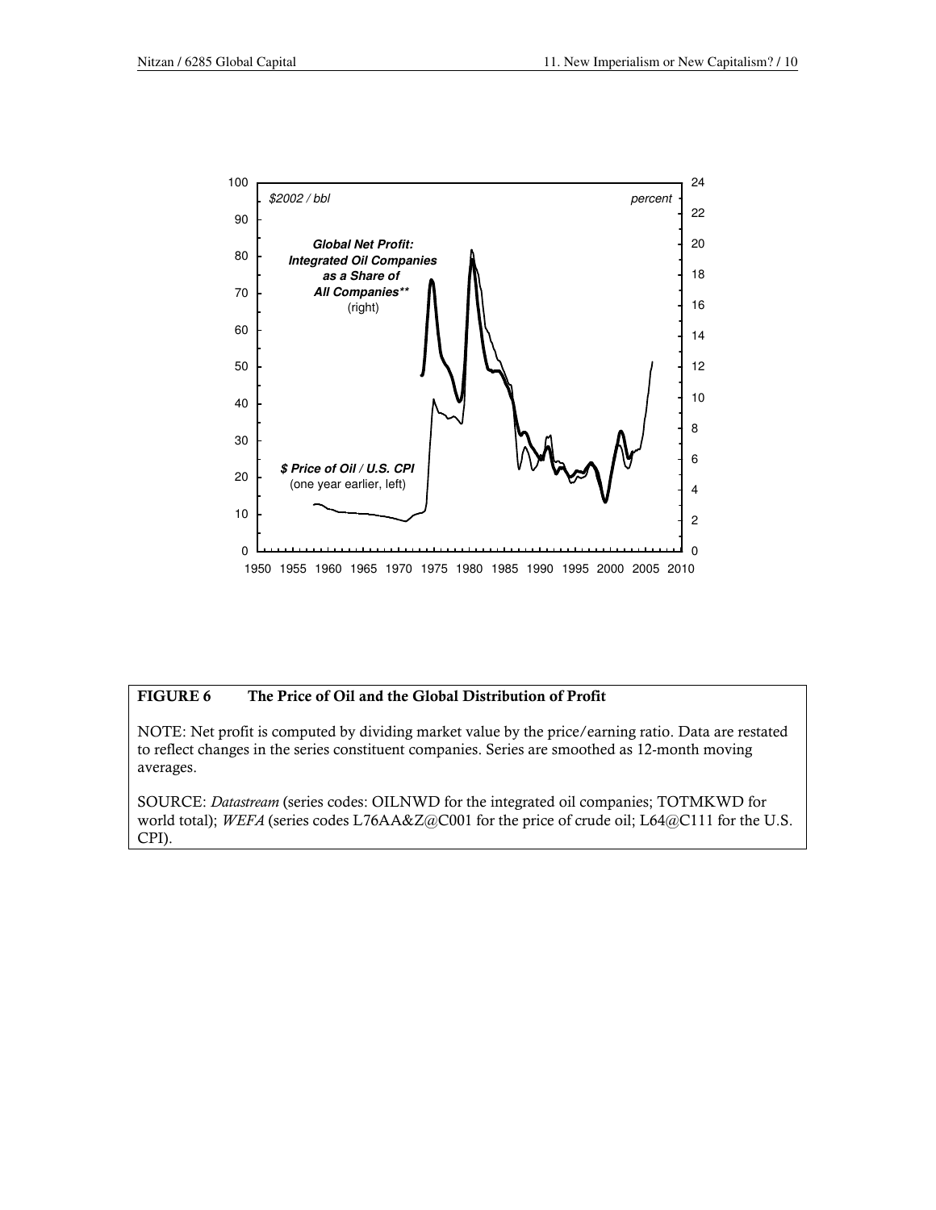**FIGURE 6 The Price of Oil and the Global Distribution of Profit**

NOTE: Net profit is computed by dividing market value by the price/earning ratio. Data are restated to reflect changes in the series constituent companies. Series are smoothed as 12-month moving averages.

SOURCE: *Datastream* (series codes: OILNWD for the integrated oil companies; TOTMKWD for world total); *WEFA* (series codes L76AA&Z@C001 for the price of crude oil; L64@C111 for the U.S. CPI).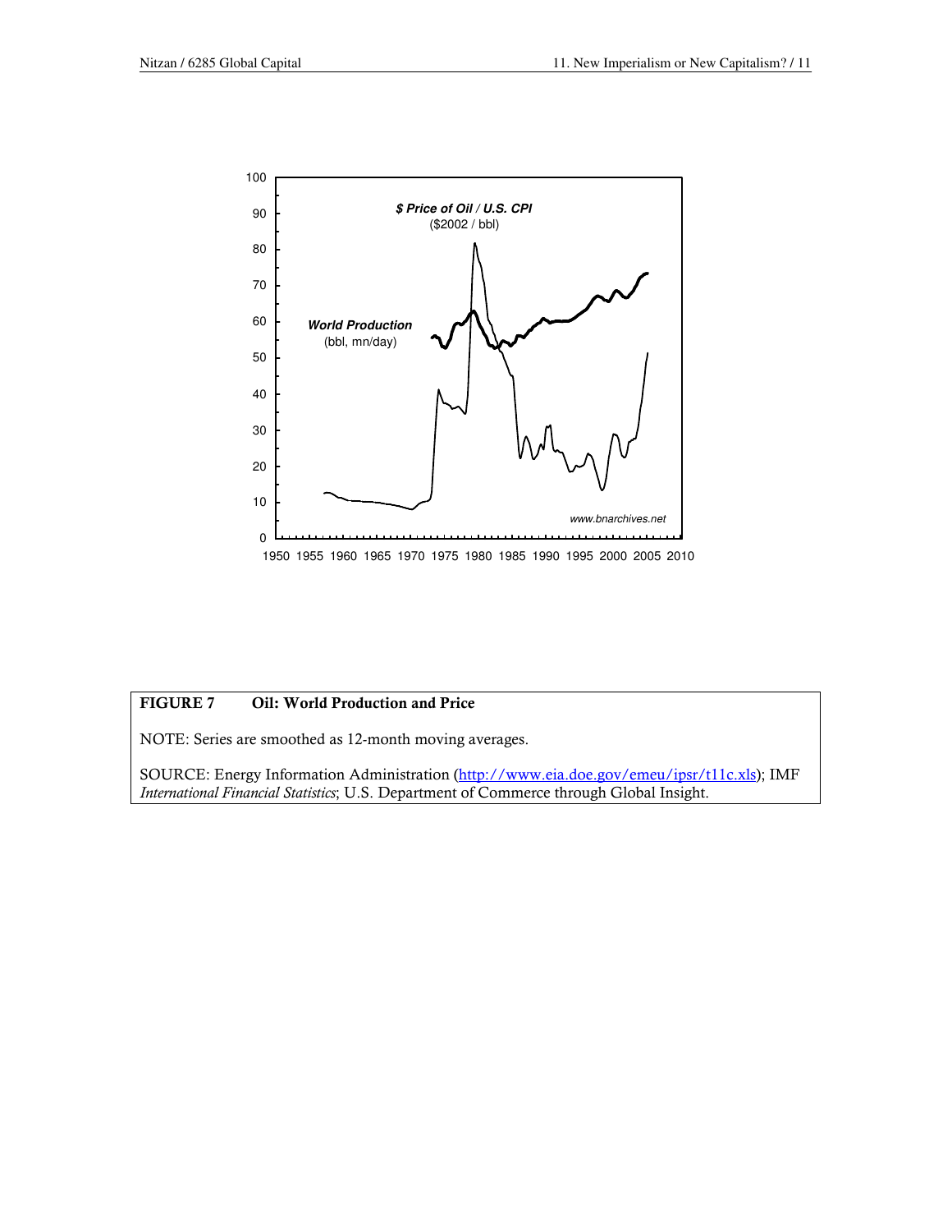**FIGURE 7 Oil: World Production and Price**

NOTE: Series are smoothed as 12-month moving averages.

SOURCE: Energy Information Administration (http://www.eia.doe.gov/emeu/ipsr/t11c.xls); IMF *International Financial Statistics*; U.S. Department of Commerce through Global Insight.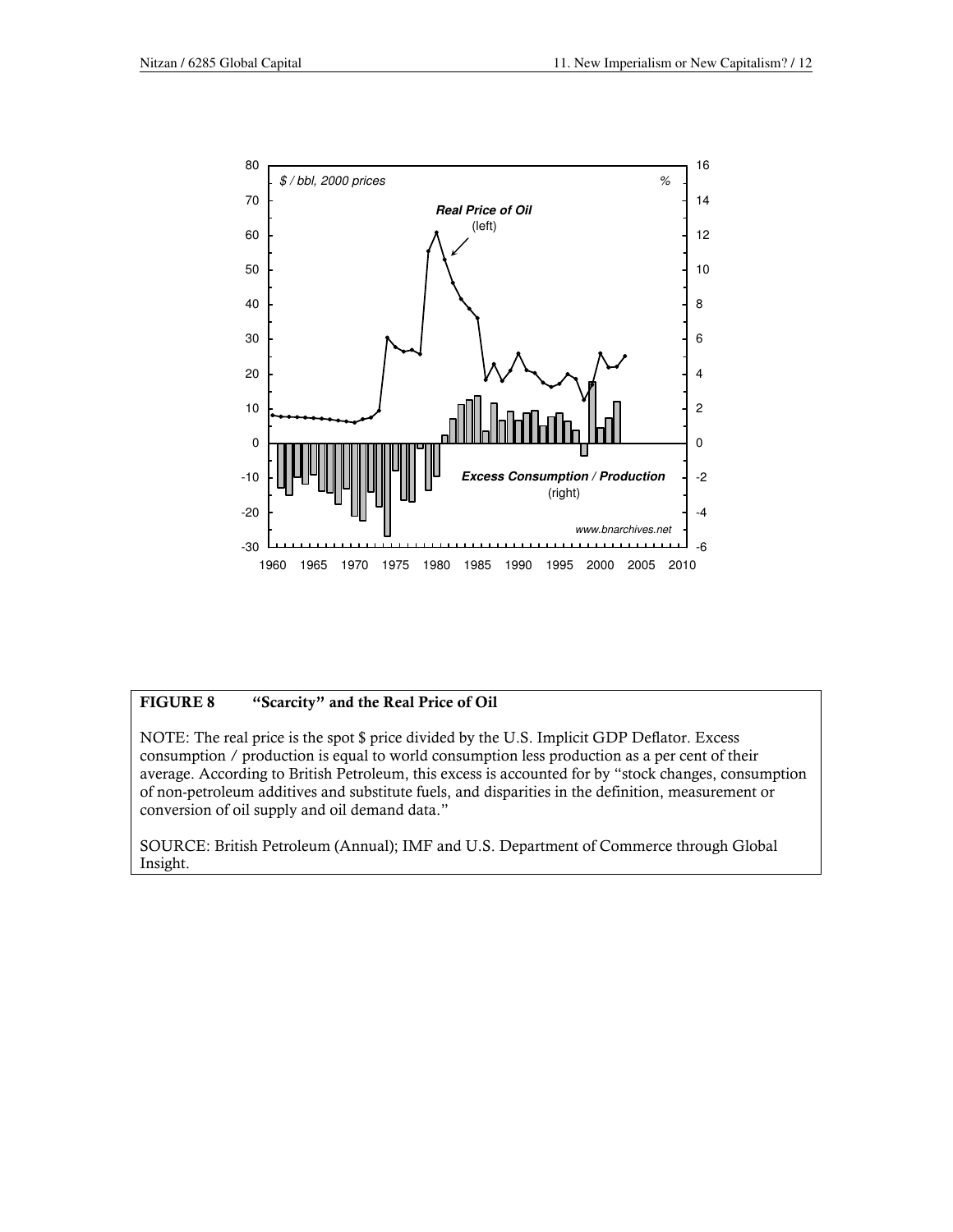**FIGURE 8 "Scarcity" and the Real Price of Oil**

NOTE: The real price is the spot $ price divided by the U.S. Implicit GDP Deflator. Excess consumption / production is equal to world consumption less production as a per cent of their average. According to British Petroleum, this excess is accounted for by "stock changes, consumption of non-petroleum additives and substitute fuels, and disparities in the definition, measurement or conversion of oil supply and oil demand data."

SOURCE: British Petroleum (Annual); IMF and U.S. Department of Commerce through Global Insight.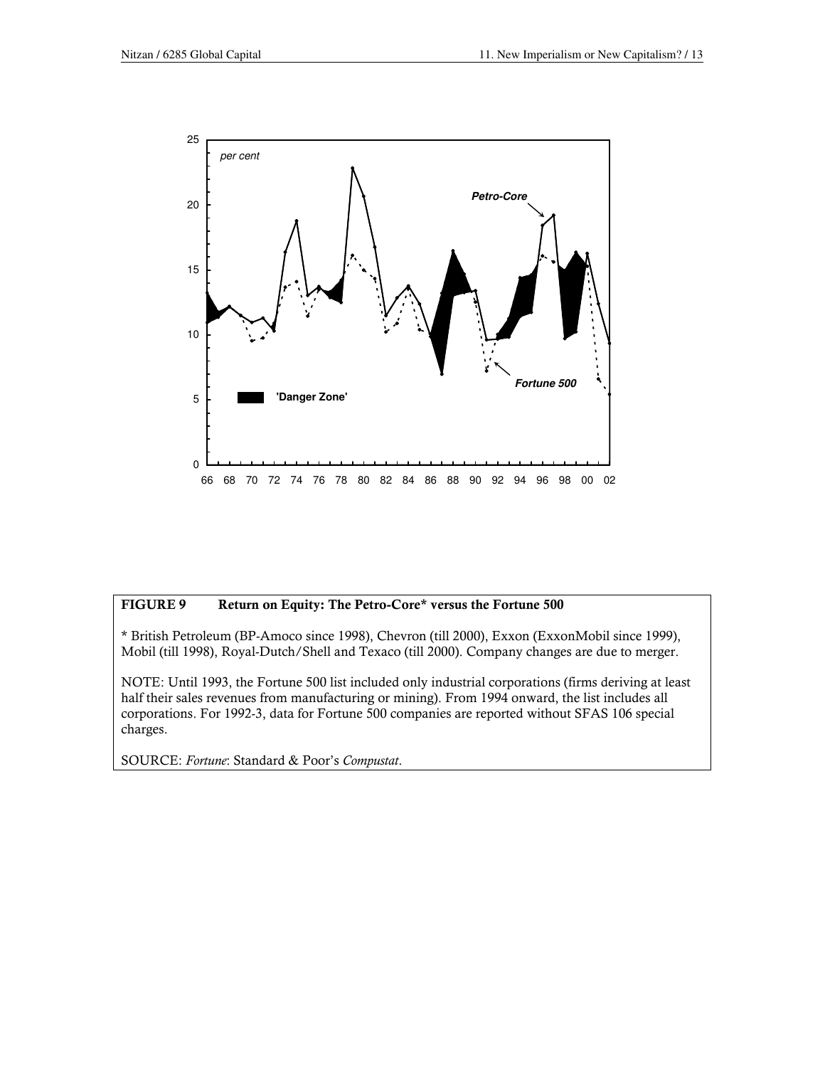**FIGURE 9 Return on Equity: The Petro-Core* versus the Fortune 500**

* British Petroleum (BP-Amoco since 1998), Chevron (till 2000), Exxon (ExxonMobil since 1999), Mobil (till 1998), Royal-Dutch/Shell and Texaco (till 2000). Company changes are due to merger.

NOTE: Until 1993, the Fortune 500 list included only industrial corporations (firms deriving at least half their sales revenues from manufacturing or mining). From 1994 onward, the list includes all corporations. For 1992-3, data for Fortune 500 companies are reported without SFAS 106 special charges.

SOURCE: *Fortune*: Standard & Poor's *Compustat*.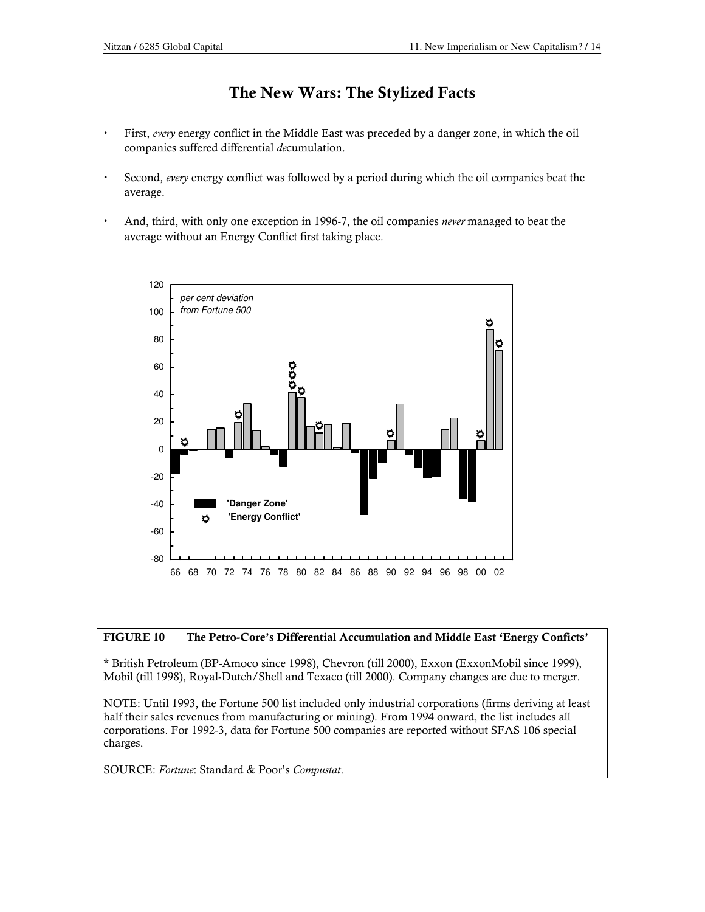# The New Wars: The Stylized Facts

- First, *every* energy conflict in the Middle East was preceded by a danger zone, in which the oil companies suffered differential *de*cumulation.
- Second, *every* energy conflict was followed by a period during which the oil companies beat the average.
- And, third, with only one exception in 1996-7, the oil companies *never* managed to beat the average without an Energy Conflict first taking place.

**FIGURE 10 The Petro-Core's Differential Accumulation and Middle East 'Energy Conficts'**

\* British Petroleum (BP-Amoco since 1998), Chevron (till 2000), Exxon (ExxonMobil since 1999), Mobil (till 1998), Royal-Dutch/Shell and Texaco (till 2000). Company changes are due to merger.

NOTE: Until 1993, the Fortune 500 list included only industrial corporations (firms deriving at least half their sales revenues from manufacturing or mining). From 1994 onward, the list includes all corporations. For 1992-3, data for Fortune 500 companies are reported without SFAS 106 special charges.

SOURCE: *Fortune*: Standard & Poor's *Compustat*.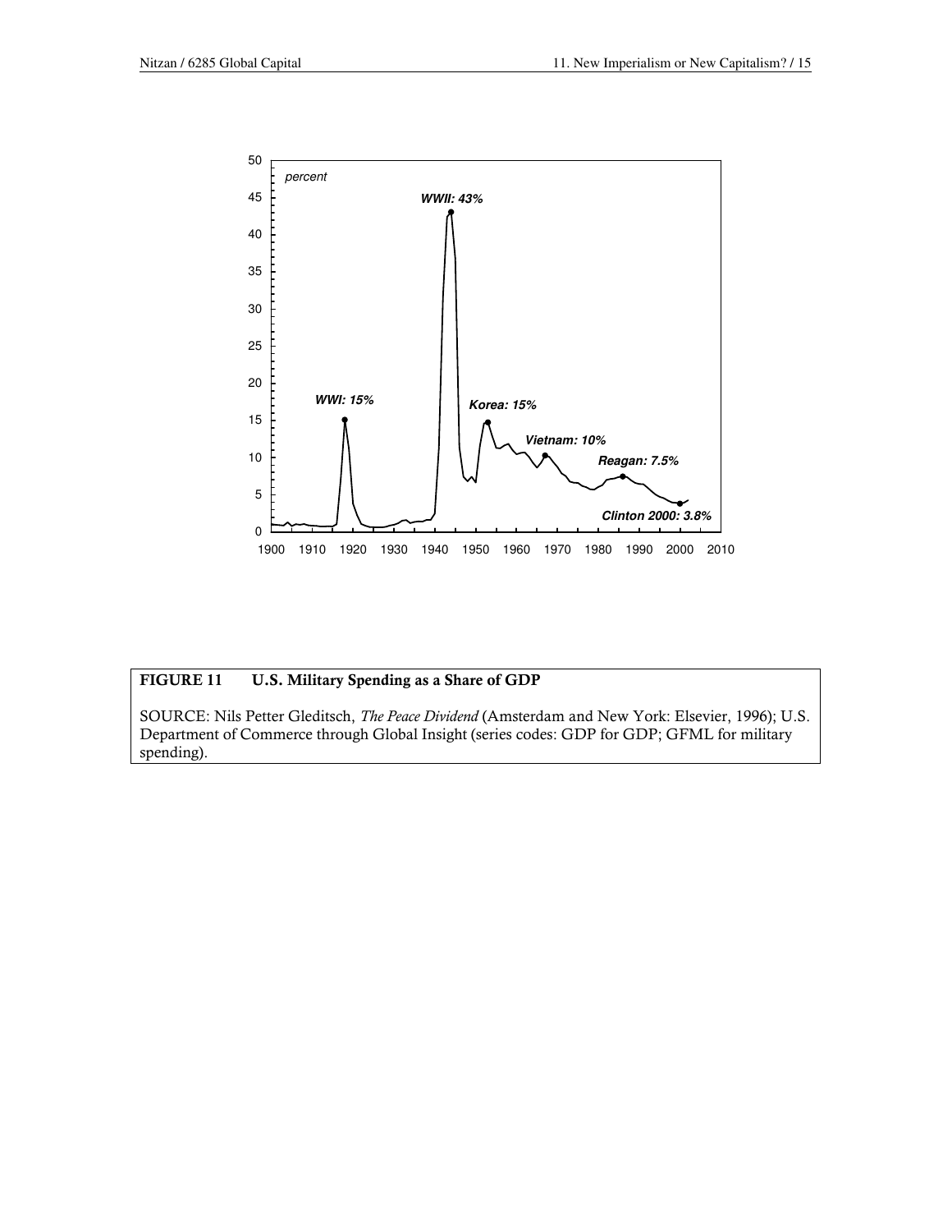**FIGURE 11 U.S. Military Spending as a Share of GDP**

SOURCE: Nils Petter Gleditsch, *The Peace Dividend* (Amsterdam and New York: Elsevier, 1996); U.S. Department of Commerce through Global Insight (series codes: GDP for GDP; GFML for military spending).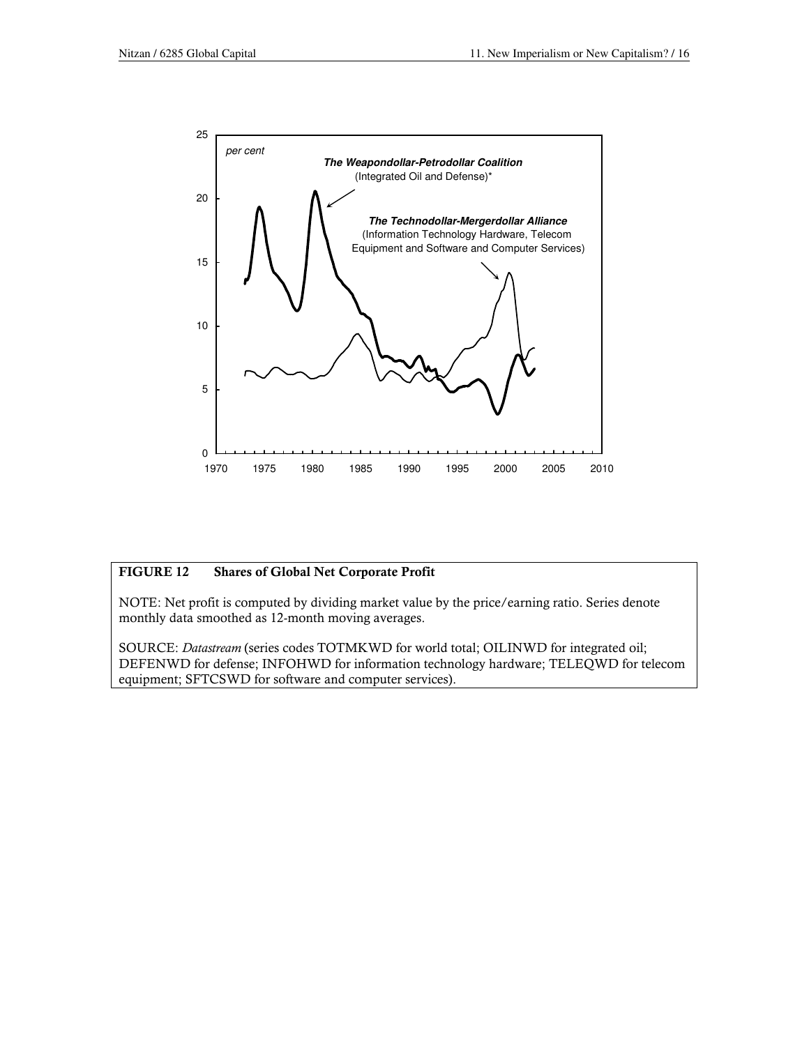25

20

15

10

5

0

1970 1975 1980 1985 1990 1995 2000 2005 2010

*per cent*

***The Weapondollar-Petrodollar Coalition***
(Integrated Oil and Defense)*

***The Technodollar-Mergerdollar Alliance***
(Information Technology Hardware, Telecom Equipment and Software and Computer Services)

**FIGURE 12 Shares of Global Net Corporate Profit**

NOTE: Net profit is computed by dividing market value by the price/earning ratio. Series denote monthly data smoothed as 12-month moving averages.

SOURCE: *Datastream* (series codes TOTMKWD for world total; OILINWD for integrated oil; DEFENWD for defense; INFOHWD for information technology hardware; TELEQWD for telecom equipment; SFTCSWD for software and computer services).